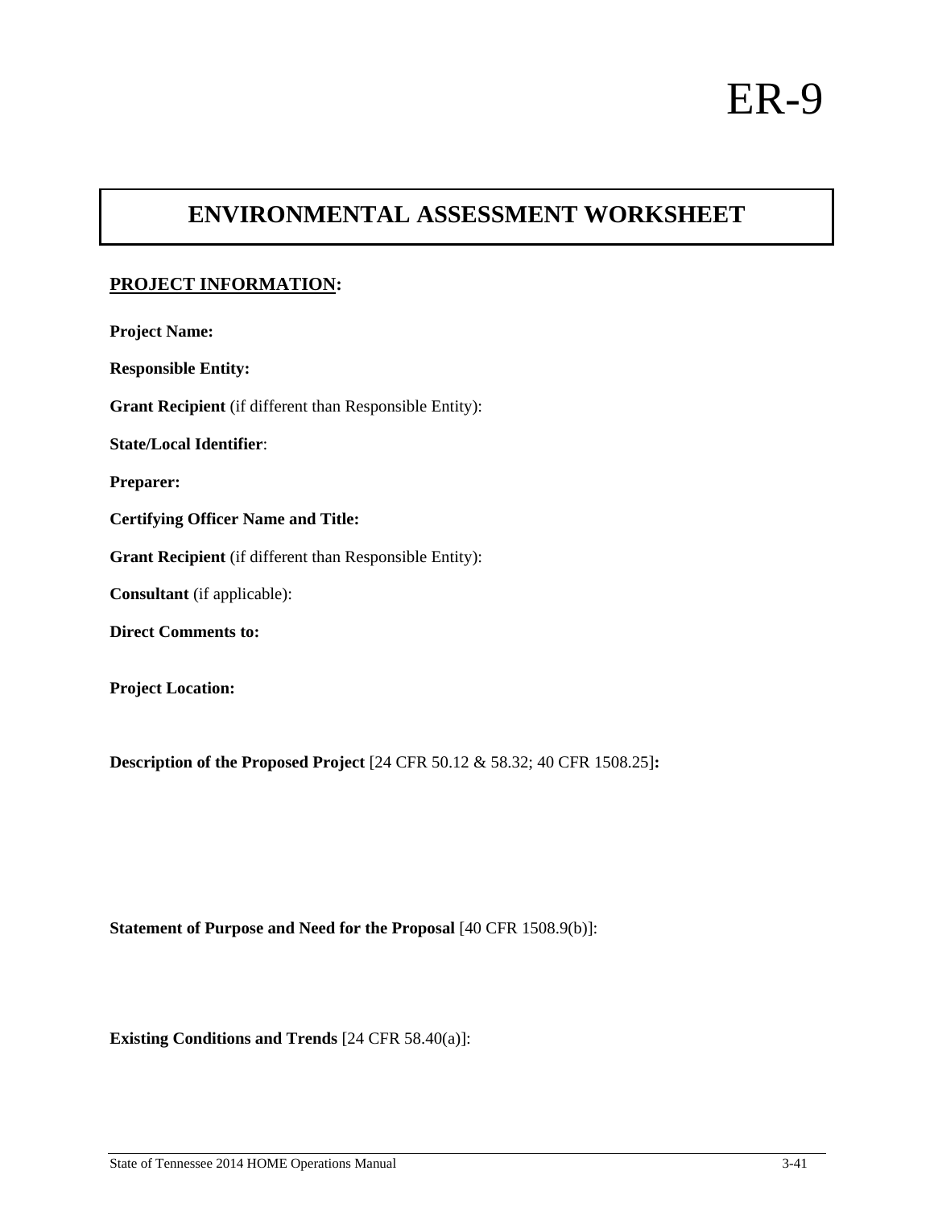# ER-9

## ENVIRONMENTAL ASSESSMENT WORKSHEET

**PROJECT INFORMATION:**

**Project Name:**

**Responsible Entity:**

**Grant Recipient** (if different than Responsible Entity):

**State/Local Identifier**:

**Preparer:**

**Certifying Officer Name and Title:**

**Grant Recipient** (if different than Responsible Entity):

**Consultant** (if applicable):

**Direct Comments to:**

**Project Location:**

**Description of the Proposed Project** [24 CFR 50.12 & 58.32; 40 CFR 1508.25]**:**

**Statement of Purpose and Need for the Proposal** [40 CFR 1508.9(b)]:

**Existing Conditions and Trends** [24 CFR 58.40(a)]: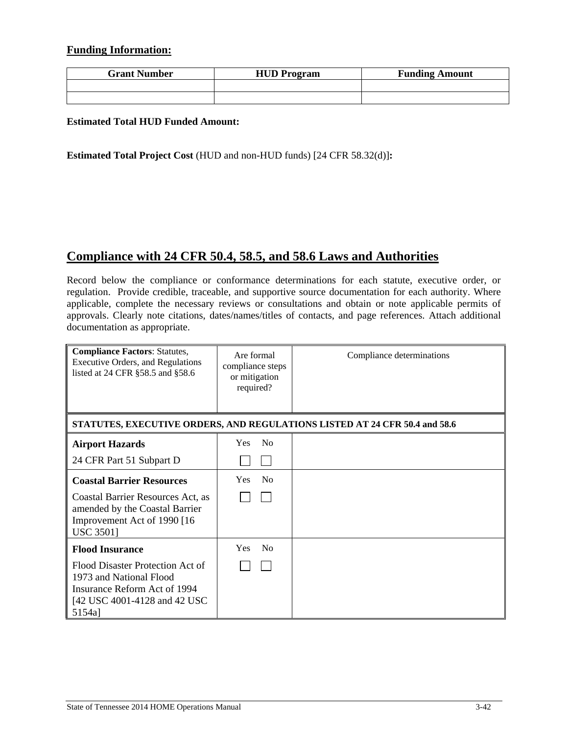**Funding Information:**

| Grant Number | HUD Program | Funding Amount |
|---|---|---|
| | | |
| | | |

**Estimated Total HUD Funded Amount:**

**Estimated Total Project Cost** (HUD and non-HUD funds) [24 CFR 58.32(d)]**:**

## Compliance with 24 CFR 50.4, 58.5, and 58.6 Laws and Authorities

Record below the compliance or conformance determinations for each statute, executive order, or regulation. Provide credible, traceable, and supportive source documentation for each authority. Where applicable, complete the necessary reviews or consultations and obtain or note applicable permits of approvals. Clearly note citations, dates/names/titles of contacts, and page references. Attach additional documentation as appropriate.

| **Compliance Factors**: Statutes, Executive Orders, and Regulations listed at 24 CFR §58.5 and §58.6 | Are formal compliance steps or mitigation required? | Compliance determinations |
|---|---|---|
| **STATUTES, EXECUTIVE ORDERS, AND REGULATIONS LISTED AT 24 CFR 50.4 and 58.6** | | |
| **Airport Hazards**<br>24 CFR Part 51 Subpart D | Yes ☐ No ☐ | |
| **Coastal Barrier Resources**<br>Coastal Barrier Resources Act, as amended by the Coastal Barrier Improvement Act of 1990 [16 USC 3501] | Yes ☐ No ☐ | |
| **Flood Insurance**<br>Flood Disaster Protection Act of 1973 and National Flood Insurance Reform Act of 1994 [42 USC 4001-4128 and 42 USC 5154a] | Yes ☐ No ☐ | |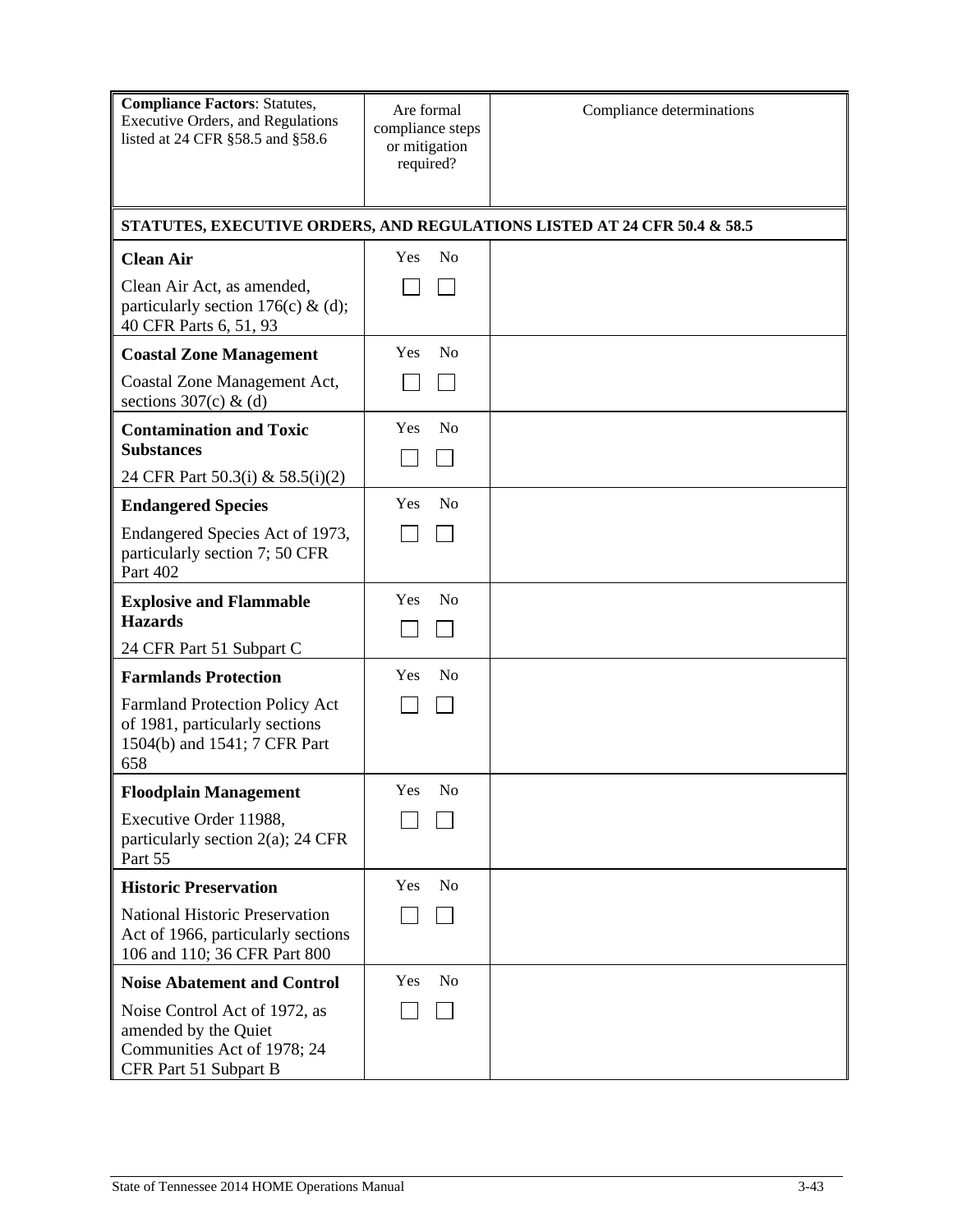| **Compliance Factors**: Statutes, Executive Orders, and Regulations listed at 24 CFR §58.5 and §58.6 | Are formal compliance steps or mitigation required? | Compliance determinations |
|---|---|---|
| **STATUTES, EXECUTIVE ORDERS, AND REGULATIONS LISTED AT 24 CFR 50.4 & 58.5** | | |
| **Clean Air**<br><br>Clean Air Act, as amended, particularly section 176(c) & (d); 40 CFR Parts 6, 51, 93 | Yes ☐ No ☐ | |
| **Coastal Zone Management**<br><br>Coastal Zone Management Act, sections 307(c) & (d) | Yes ☐ No ☐ | |
| **Contamination and Toxic Substances**<br><br>24 CFR Part 50.3(i) & 58.5(i)(2) | Yes ☐ No ☐ | |
| **Endangered Species**<br><br>Endangered Species Act of 1973, particularly section 7; 50 CFR Part 402 | Yes ☐ No ☐ | |
| **Explosive and Flammable Hazards**<br><br>24 CFR Part 51 Subpart C | Yes ☐ No ☐ | |
| **Farmlands Protection**<br><br>Farmland Protection Policy Act of 1981, particularly sections 1504(b) and 1541; 7 CFR Part 658 | Yes ☐ No ☐ | |
| **Floodplain Management**<br><br>Executive Order 11988, particularly section 2(a); 24 CFR Part 55 | Yes ☐ No ☐ | |
| **Historic Preservation**<br><br>National Historic Preservation Act of 1966, particularly sections 106 and 110; 36 CFR Part 800 | Yes ☐ No ☐ | |
| **Noise Abatement and Control**<br><br>Noise Control Act of 1972, as amended by the Quiet Communities Act of 1978; 24 CFR Part 51 Subpart B | Yes ☐ No ☐ | |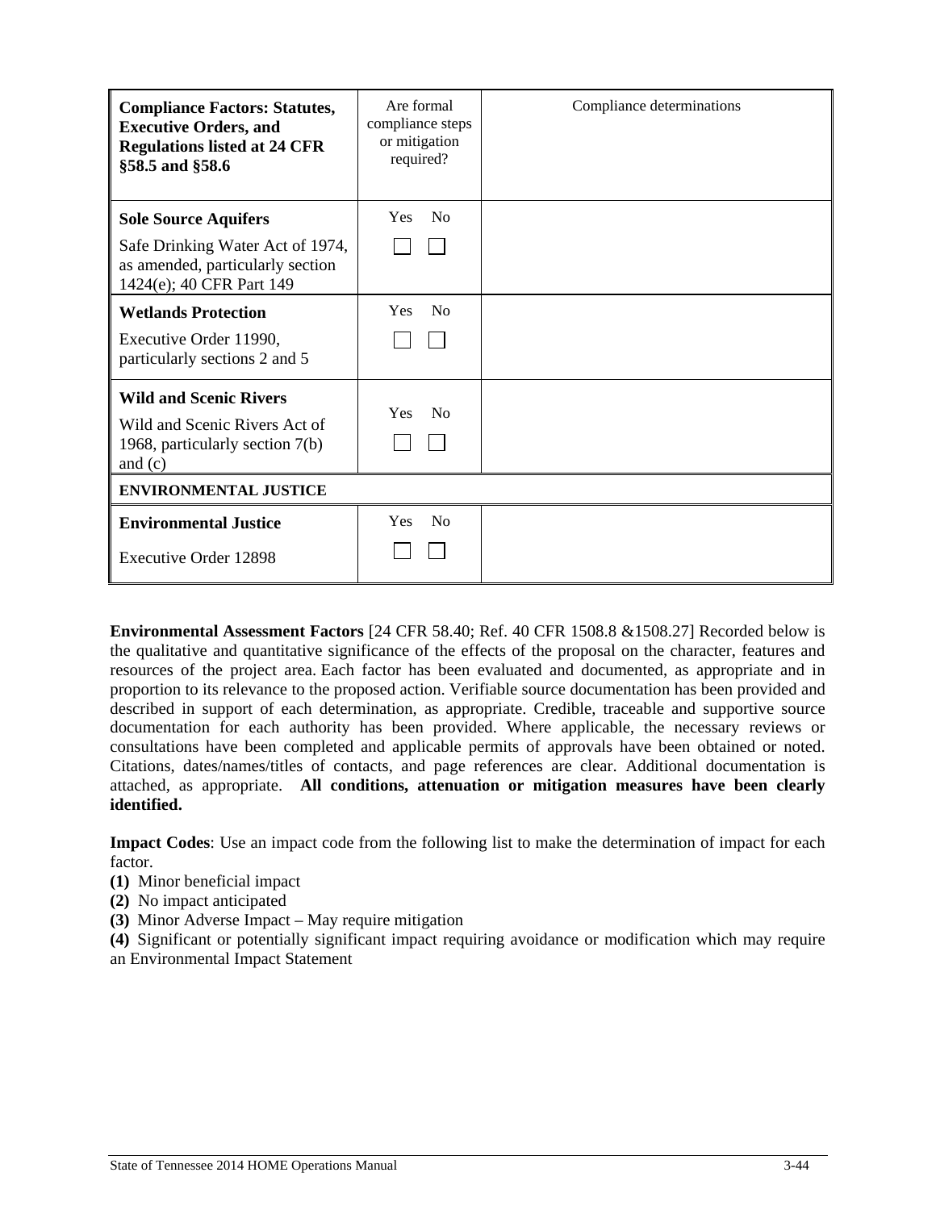| **Compliance Factors: Statutes, Executive Orders, and Regulations listed at 24 CFR §58.5 and §58.6** | Are formal compliance steps or mitigation required? | Compliance determinations |
|---|---|---|
| **Sole Source Aquifers**<br>Safe Drinking Water Act of 1974, as amended, particularly section 1424(e); 40 CFR Part 149 | Yes ☐ No ☐ | |
| **Wetlands Protection**<br>Executive Order 11990, particularly sections 2 and 5 | Yes ☐ No ☐ | |
| **Wild and Scenic Rivers**<br>Wild and Scenic Rivers Act of 1968, particularly section 7(b) and (c) | Yes ☐ No ☐ | |
| **ENVIRONMENTAL JUSTICE** | | |
| **Environmental Justice**<br>Executive Order 12898 | Yes ☐ No ☐ | |

**Environmental Assessment Factors** [24 CFR 58.40; Ref. 40 CFR 1508.8 &1508.27] Recorded below is the qualitative and quantitative significance of the effects of the proposal on the character, features and resources of the project area. Each factor has been evaluated and documented, as appropriate and in proportion to its relevance to the proposed action. Verifiable source documentation has been provided and described in support of each determination, as appropriate. Credible, traceable and supportive source documentation for each authority has been provided. Where applicable, the necessary reviews or consultations have been completed and applicable permits of approvals have been obtained or noted. Citations, dates/names/titles of contacts, and page references are clear. Additional documentation is attached, as appropriate. **All conditions, attenuation or mitigation measures have been clearly identified.**

**Impact Codes**: Use an impact code from the following list to make the determination of impact for each factor.

**(1)** Minor beneficial impact

**(2)** No impact anticipated

**(3)** Minor Adverse Impact – May require mitigation

**(4)** Significant or potentially significant impact requiring avoidance or modification which may require an Environmental Impact Statement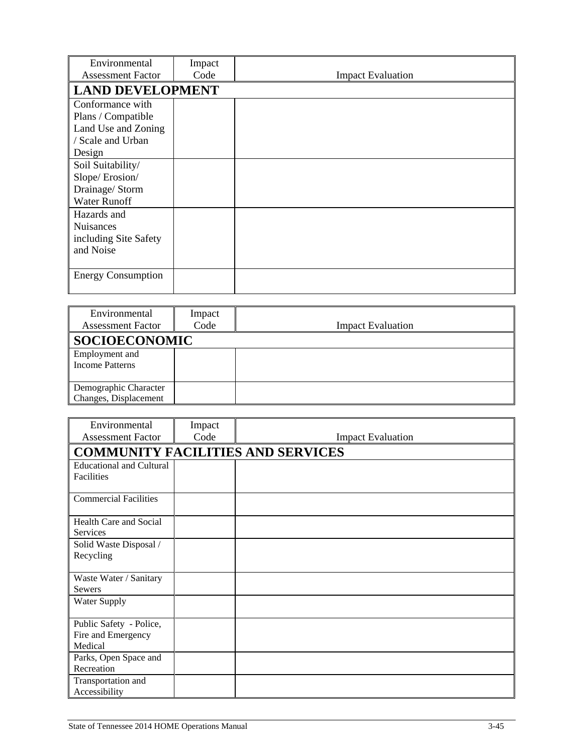| Environmental Assessment Factor | Impact Code | Impact Evaluation |
|---|---|---|
| **LAND DEVELOPMENT** | | |
| Conformance with Plans / Compatible Land Use and Zoning / Scale and Urban Design | | |
| Soil Suitability/ Slope/ Erosion/ Drainage/ Storm Water Runoff | | |
| Hazards and Nuisances including Site Safety and Noise | | |
| Energy Consumption | | |

| Environmental Assessment Factor | Impact Code | Impact Evaluation |
|---|---|---|
| **SOCIOECONOMIC** | | |
| Employment and Income Patterns | | |
| Demographic Character Changes, Displacement | | |

| Environmental Assessment Factor | Impact Code | Impact Evaluation |
|---|---|---|
| **COMMUNITY FACILITIES AND SERVICES** | | |
| Educational and Cultural Facilities | | |
| Commercial Facilities | | |
| Health Care and Social Services | | |
| Solid Waste Disposal / Recycling | | |
| Waste Water / Sanitary Sewers | | |
| Water Supply | | |
| Public Safety - Police, Fire and Emergency Medical | | |
| Parks, Open Space and Recreation | | |
| Transportation and Accessibility | | |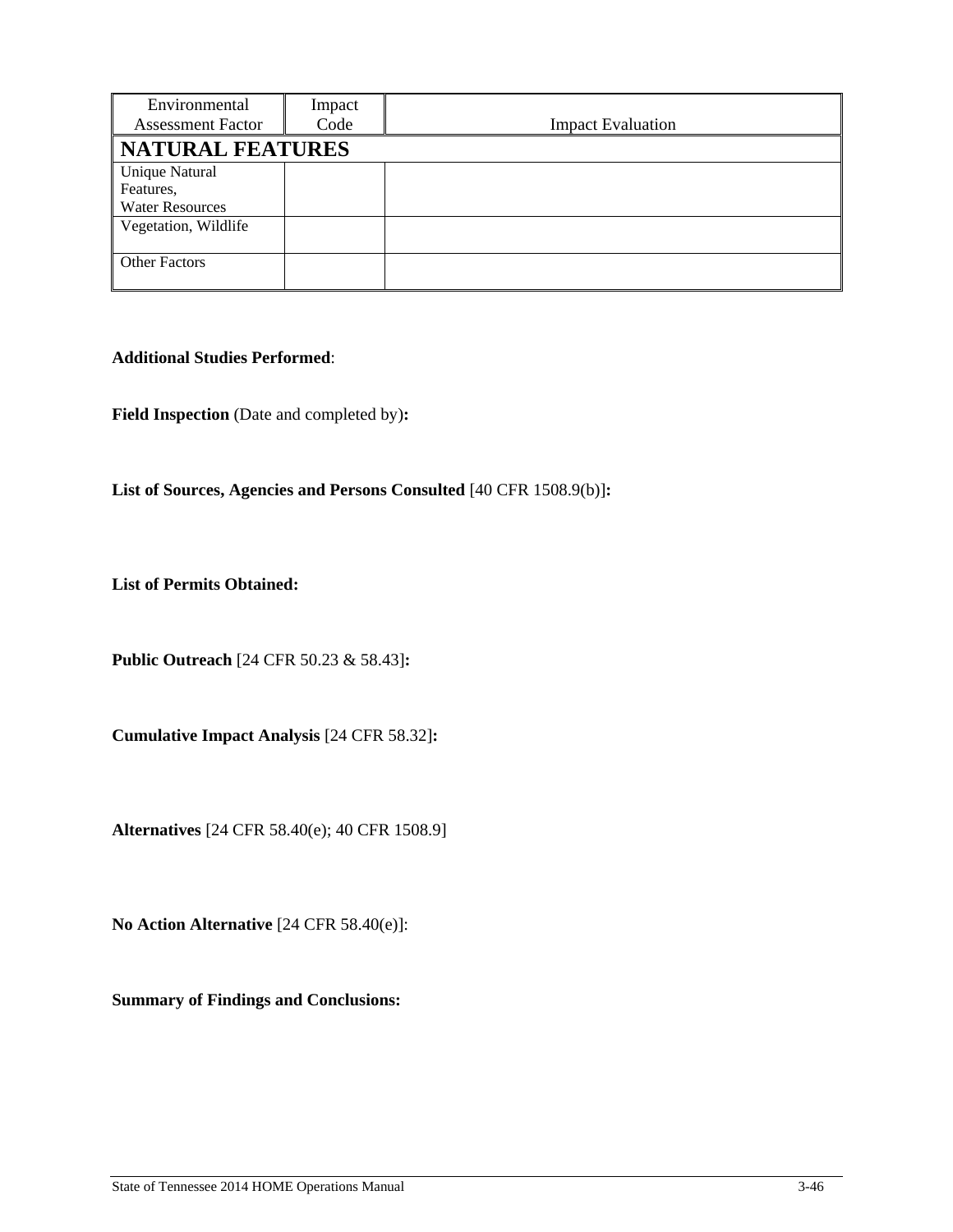| Environmental Assessment Factor | Impact Code | Impact Evaluation |
|---|---|---|
| **NATURAL FEATURES** | | |
| Unique Natural Features, Water Resources | | |
| Vegetation, Wildlife | | |
| Other Factors | | |

**Additional Studies Performed**:

**Field Inspection** (Date and completed by)**:**

**List of Sources, Agencies and Persons Consulted** [40 CFR 1508.9(b)]**:**

**List of Permits Obtained:**

**Public Outreach** [24 CFR 50.23 & 58.43]**:**

**Cumulative Impact Analysis** [24 CFR 58.32]**:**

**Alternatives** [24 CFR 58.40(e); 40 CFR 1508.9]

**No Action Alternative** [24 CFR 58.40(e)]:

**Summary of Findings and Conclusions:**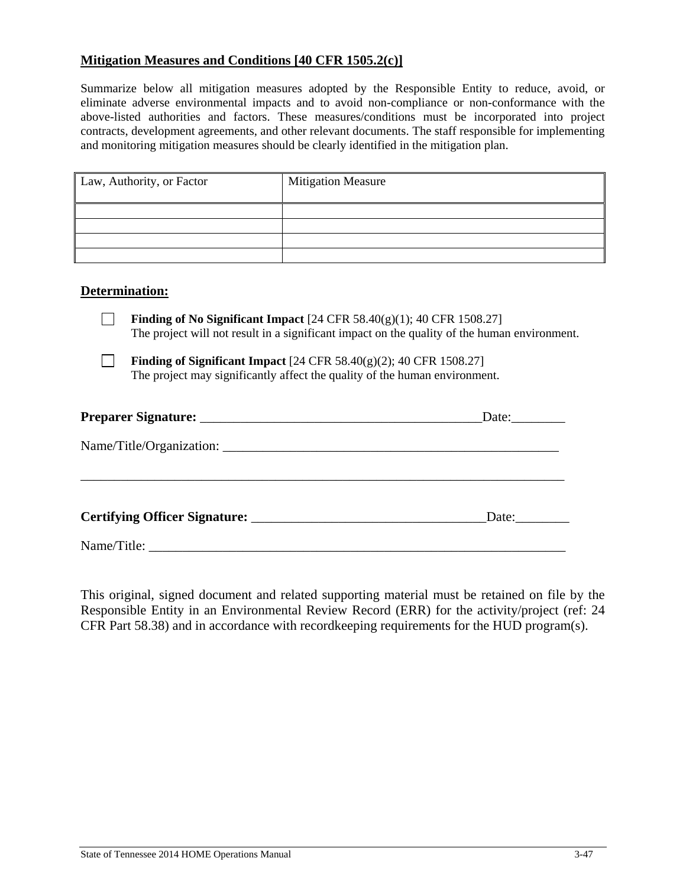**Mitigation Measures and Conditions [40 CFR 1505.2(c)]**

Summarize below all mitigation measures adopted by the Responsible Entity to reduce, avoid, or eliminate adverse environmental impacts and to avoid non-compliance or non-conformance with the above-listed authorities and factors. These measures/conditions must be incorporated into project contracts, development agreements, and other relevant documents. The staff responsible for implementing and monitoring mitigation measures should be clearly identified in the mitigation plan.

| Law, Authority, or Factor | Mitigation Measure |
|---|---|
| | |
| | |
| | |
| | |

**Determination:**

☐ **Finding of No Significant Impact** [24 CFR 58.40(g)(1); 40 CFR 1508.27]
The project will not result in a significant impact on the quality of the human environment.

☐ **Finding of Significant Impact** [24 CFR 58.40(g)(2); 40 CFR 1508.27]
The project may significantly affect the quality of the human environment.

**Preparer Signature:** __________________________________________Date:________

Name/Title/Organization: ___________________________________________________

__________________________________________________________________________

**Certifying Officer Signature:** __________________________________Date:________

Name/Title: _______________________________________________________________

This original, signed document and related supporting material must be retained on file by the Responsible Entity in an Environmental Review Record (ERR) for the activity/project (ref: 24 CFR Part 58.38) and in accordance with recordkeeping requirements for the HUD program(s).